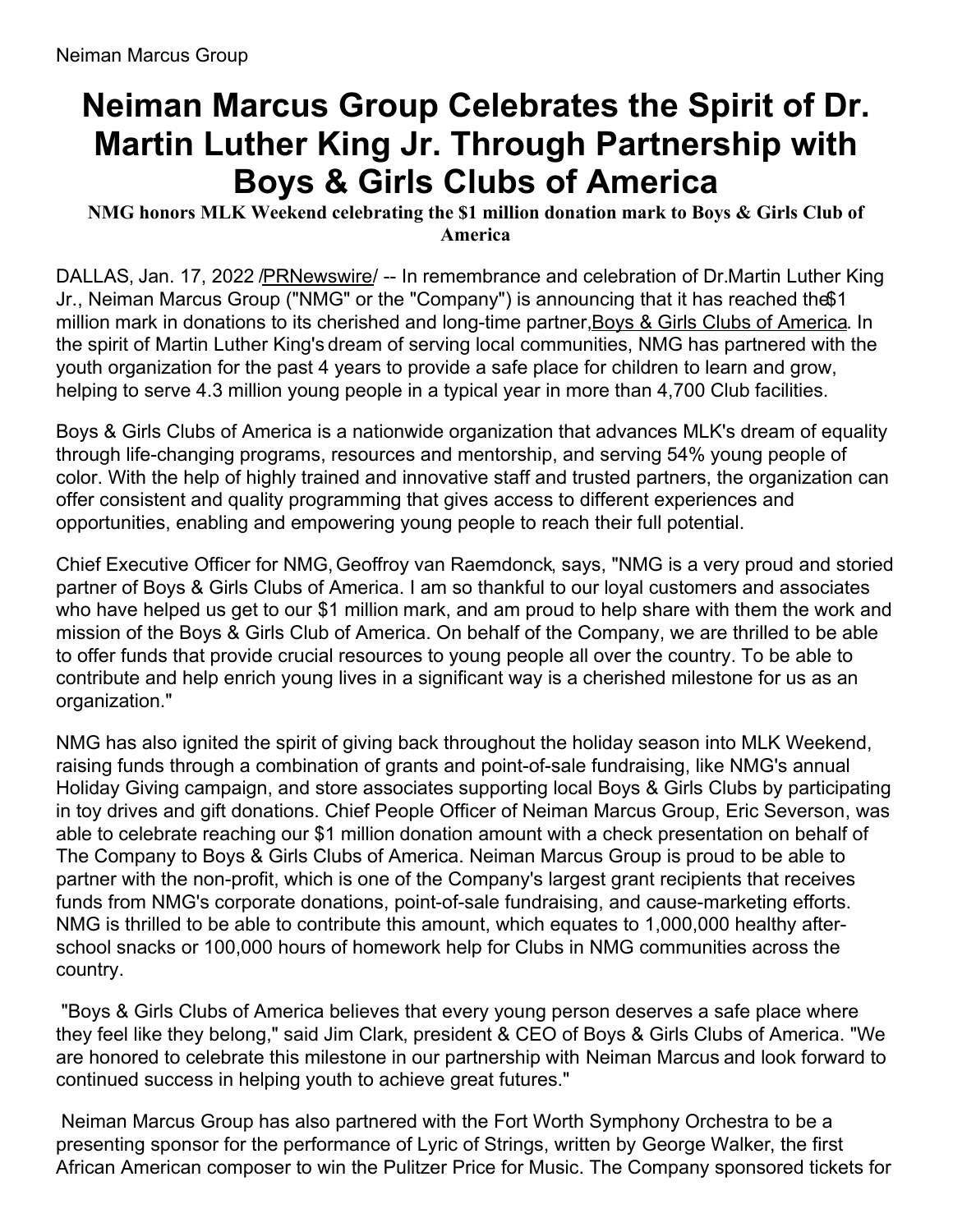Neiman Marcus Group

# Neiman Marcus Group Celebrates the Spirit of Dr. Martin Luther King Jr. Through Partnership with Boys & Girls Clubs of America

**NMG honors MLK Weekend celebrating the $1 million donation mark to Boys & Girls Club of America**

DALLAS, Jan. 17, 2022 /PRNewswire/ -- In remembrance and celebration of Dr.Martin Luther King Jr., Neiman Marcus Group ("NMG" or the "Company") is announcing that it has reached the $1 million mark in donations to its cherished and long-time partner, Boys & Girls Clubs of America. In the spirit of Martin Luther King's dream of serving local communities, NMG has partnered with the youth organization for the past 4 years to provide a safe place for children to learn and grow, helping to serve 4.3 million young people in a typical year in more than 4,700 Club facilities.

Boys & Girls Clubs of America is a nationwide organization that advances MLK's dream of equality through life-changing programs, resources and mentorship, and serving 54% young people of color. With the help of highly trained and innovative staff and trusted partners, the organization can offer consistent and quality programming that gives access to different experiences and opportunities, enabling and empowering young people to reach their full potential.

Chief Executive Officer for NMG, Geoffroy van Raemdonck, says, "NMG is a very proud and storied partner of Boys & Girls Clubs of America. I am so thankful to our loyal customers and associates who have helped us get to our $1 million mark, and am proud to help share with them the work and mission of the Boys & Girls Club of America. On behalf of the Company, we are thrilled to be able to offer funds that provide crucial resources to young people all over the country. To be able to contribute and help enrich young lives in a significant way is a cherished milestone for us as an organization."

NMG has also ignited the spirit of giving back throughout the holiday season into MLK Weekend, raising funds through a combination of grants and point-of-sale fundraising, like NMG's annual Holiday Giving campaign, and store associates supporting local Boys & Girls Clubs by participating in toy drives and gift donations. Chief People Officer of Neiman Marcus Group, Eric Severson, was able to celebrate reaching our $1 million donation amount with a check presentation on behalf of The Company to Boys & Girls Clubs of America. Neiman Marcus Group is proud to be able to partner with the non-profit, which is one of the Company's largest grant recipients that receives funds from NMG's corporate donations, point-of-sale fundraising, and cause-marketing efforts. NMG is thrilled to be able to contribute this amount, which equates to 1,000,000 healthy after-school snacks or 100,000 hours of homework help for Clubs in NMG communities across the country.

"Boys & Girls Clubs of America believes that every young person deserves a safe place where they feel like they belong," said Jim Clark, president & CEO of Boys & Girls Clubs of America. "We are honored to celebrate this milestone in our partnership with Neiman Marcus and look forward to continued success in helping youth to achieve great futures."

Neiman Marcus Group has also partnered with the Fort Worth Symphony Orchestra to be a presenting sponsor for the performance of Lyric of Strings, written by George Walker, the first African American composer to win the Pulitzer Price for Music. The Company sponsored tickets for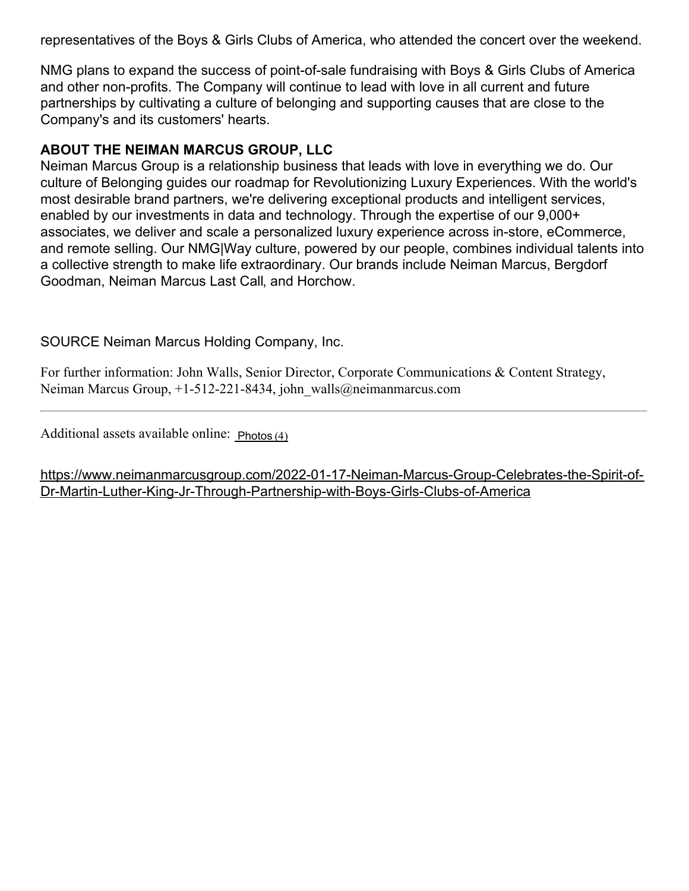representatives of the Boys & Girls Clubs of America, who attended the concert over the weekend.

NMG plans to expand the success of point-of-sale fundraising with Boys & Girls Clubs of America and other non-profits. The Company will continue to lead with love in all current and future partnerships by cultivating a culture of belonging and supporting causes that are close to the Company's and its customers' hearts.

**ABOUT THE NEIMAN MARCUS GROUP, LLC**

Neiman Marcus Group is a relationship business that leads with love in everything we do. Our culture of Belonging guides our roadmap for Revolutionizing Luxury Experiences. With the world's most desirable brand partners, we're delivering exceptional products and intelligent services, enabled by our investments in data and technology. Through the expertise of our 9,000+ associates, we deliver and scale a personalized luxury experience across in-store, eCommerce, and remote selling. Our NMG|Way culture, powered by our people, combines individual talents into a collective strength to make life extraordinary. Our brands include Neiman Marcus, Bergdorf Goodman, Neiman Marcus Last Call, and Horchow.

SOURCE Neiman Marcus Holding Company, Inc.

For further information: John Walls, Senior Director, Corporate Communications & Content Strategy, Neiman Marcus Group, +1-512-221-8434, john_walls@neimanmarcus.com

---

Additional assets available online: Photos (4)

https://www.neimanmarcusgroup.com/2022-01-17-Neiman-Marcus-Group-Celebrates-the-Spirit-of-Dr-Martin-Luther-King-Jr-Through-Partnership-with-Boys-Girls-Clubs-of-America